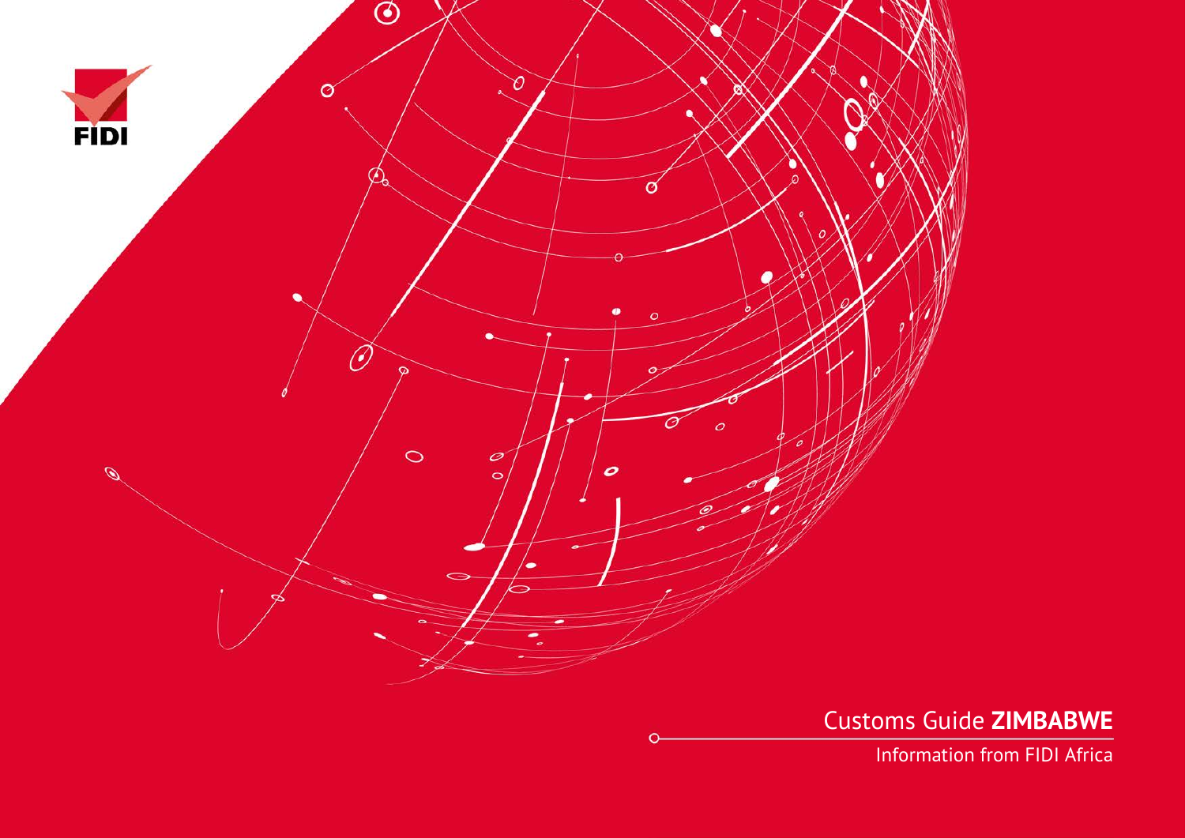FIDI

# Customs Guide **ZIMBABWE**

Information from FIDI Africa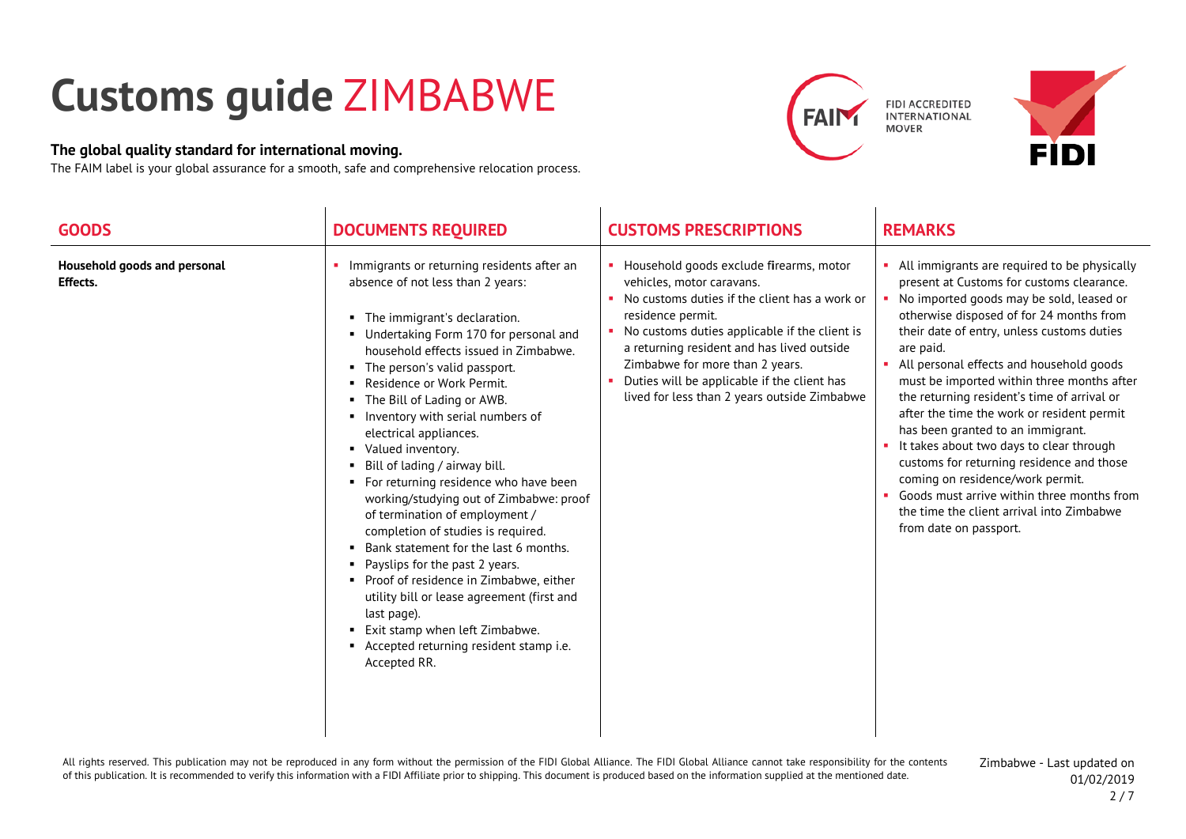# Customs guide ZIMBABWE

**The global quality standard for international moving.**

The FAIM label is your global assurance for a smooth, safe and comprehensive relocation process.

FIDI ACCREDITED INTERNATIONAL MOVER

| GOODS | DOCUMENTS REQUIRED | CUSTOMS PRESCRIPTIONS | REMARKS |
|---|---|---|---|
| **Household goods and personal Effects.** | ▪ Immigrants or returning residents after an absence of not less than 2 years:<br>▪ The immigrant's declaration.<br>▪ Undertaking Form 170 for personal and household effects issued in Zimbabwe.<br>▪ The person's valid passport.<br>▪ Residence or Work Permit.<br>▪ The Bill of Lading or AWB.<br>▪ Inventory with serial numbers of electrical appliances.<br>▪ Valued inventory.<br>▪ Bill of lading / airway bill.<br>▪ For returning residence who have been working/studying out of Zimbabwe: proof of termination of employment / completion of studies is required.<br>▪ Bank statement for the last 6 months.<br>▪ Payslips for the past 2 years.<br>▪ Proof of residence in Zimbabwe, either utility bill or lease agreement (first and last page).<br>▪ Exit stamp when left Zimbabwe.<br>▪ Accepted returning resident stamp i.e. Accepted RR. | ▪ Household goods exclude firearms, motor vehicles, motor caravans.<br>▪ No customs duties if the client has a work or residence permit.<br>▪ No customs duties applicable if the client is a returning resident and has lived outside Zimbabwe for more than 2 years.<br>▪ Duties will be applicable if the client has lived for less than 2 years outside Zimbabwe | ▪ All immigrants are required to be physically present at Customs for customs clearance.<br>▪ No imported goods may be sold, leased or otherwise disposed of for 24 months from their date of entry, unless customs duties are paid.<br>▪ All personal effects and household goods must be imported within three months after the returning resident's time of arrival or after the time the work or resident permit has been granted to an immigrant.<br>▪ It takes about two days to clear through customs for returning residence and those coming on residence/work permit.<br>▪ Goods must arrive within three months from the time the client arrival into Zimbabwe from date on passport. |

All rights reserved. This publication may not be reproduced in any form without the permission of the FIDI Global Alliance. The FIDI Global Alliance cannot take responsibility for the contents of this publication. It is recommended to verify this information with a FIDI Affiliate prior to shipping. This document is produced based on the information supplied at the mentioned date.

Zimbabwe - Last updated on 01/02/2019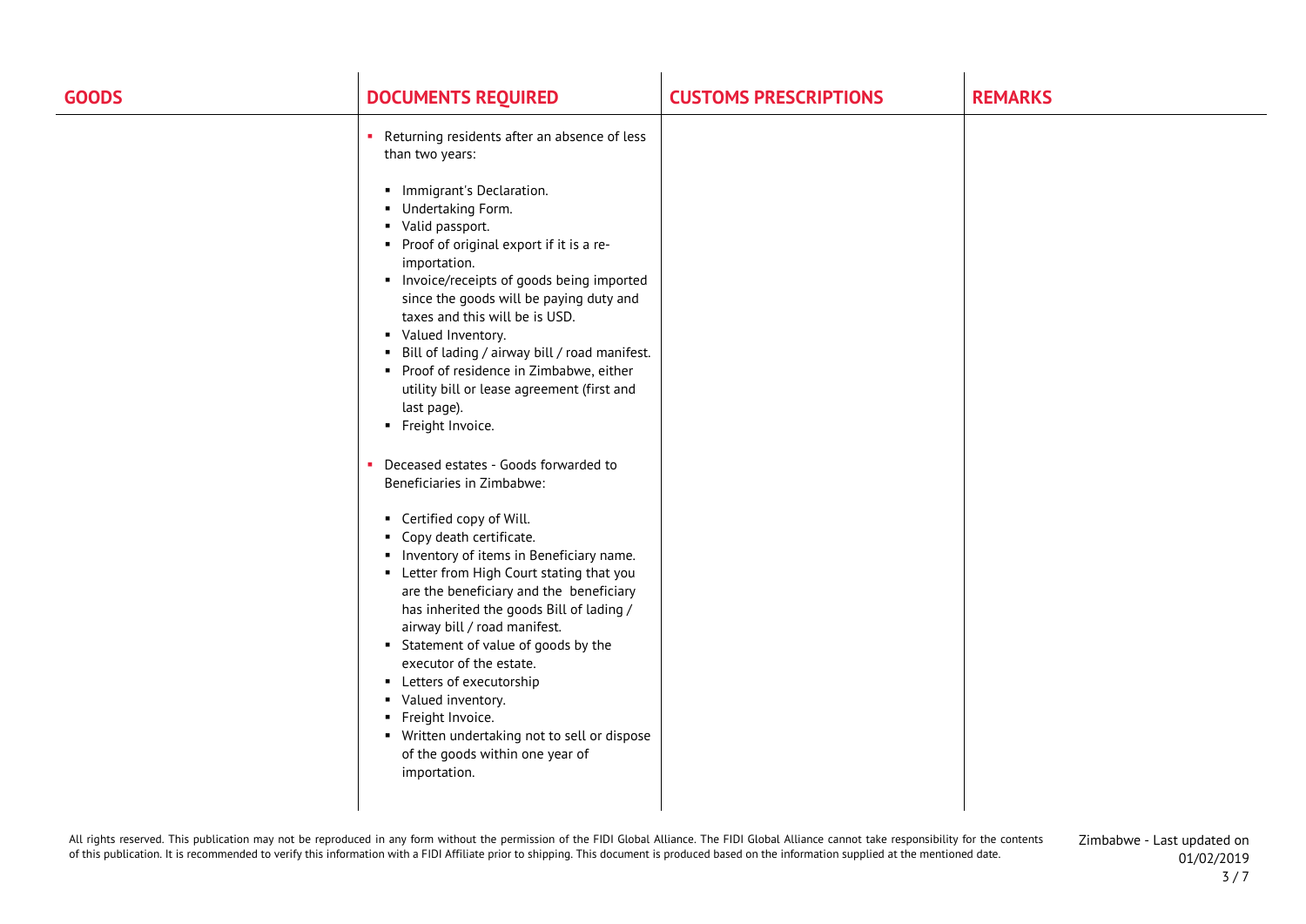| GOODS | DOCUMENTS REQUIRED | CUSTOMS PRESCRIPTIONS | REMARKS |
| --- | --- | --- | --- |
| | • Returning residents after an absence of less than two years:<br><br>▪ Immigrant's Declaration.<br>▪ Undertaking Form.<br>▪ Valid passport.<br>▪ Proof of original export if it is a re-importation.<br>▪ Invoice/receipts of goods being imported since the goods will be paying duty and taxes and this will be is USD.<br>▪ Valued Inventory.<br>▪ Bill of lading / airway bill / road manifest.<br>▪ Proof of residence in Zimbabwe, either utility bill or lease agreement (first and last page).<br>▪ Freight Invoice.<br><br>• Deceased estates - Goods forwarded to Beneficiaries in Zimbabwe:<br><br>▪ Certified copy of Will.<br>▪ Copy death certificate.<br>▪ Inventory of items in Beneficiary name.<br>▪ Letter from High Court stating that you are the beneficiary and the beneficiary has inherited the goods Bill of lading / airway bill / road manifest.<br>▪ Statement of value of goods by the executor of the estate.<br>▪ Letters of executorship<br>▪ Valued inventory.<br>▪ Freight Invoice.<br>▪ Written undertaking not to sell or dispose of the goods within one year of importation. | | |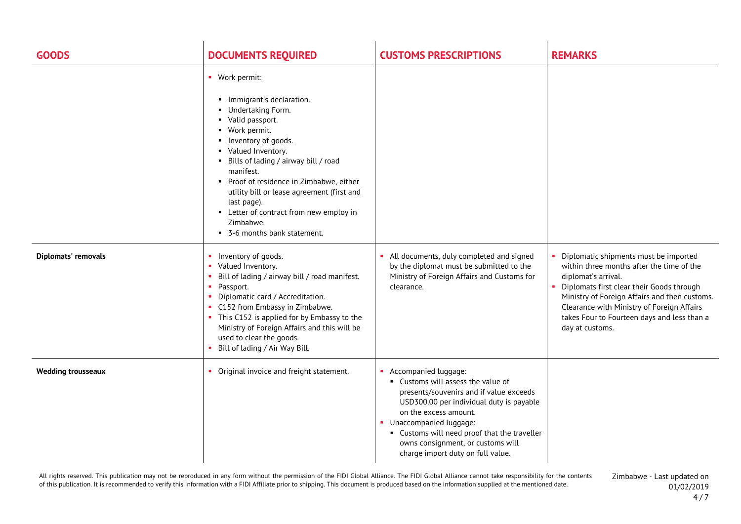| GOODS | DOCUMENTS REQUIRED | CUSTOMS PRESCRIPTIONS | REMARKS |
|---|---|---|---|
| | ▪ Work permit:<br>▪ Immigrant's declaration.<br>▪ Undertaking Form.<br>▪ Valid passport.<br>▪ Work permit.<br>▪ Inventory of goods.<br>▪ Valued Inventory.<br>▪ Bills of lading / airway bill / road manifest.<br>▪ Proof of residence in Zimbabwe, either utility bill or lease agreement (first and last page).<br>▪ Letter of contract from new employ in Zimbabwe.<br>▪ 3-6 months bank statement. | | |
| **Diplomats' removals** | ▪ Inventory of goods.<br>▪ Valued Inventory.<br>▪ Bill of lading / airway bill / road manifest.<br>▪ Passport.<br>▪ Diplomatic card / Accreditation.<br>▪ C152 from Embassy in Zimbabwe.<br>▪ This C152 is applied for by Embassy to the Ministry of Foreign Affairs and this will be used to clear the goods.<br>▪ Bill of lading / Air Way Bill. | ▪ All documents, duly completed and signed by the diplomat must be submitted to the Ministry of Foreign Affairs and Customs for clearance. | ▪ Diplomatic shipments must be imported within three months after the time of the diplomat's arrival.<br>▪ Diplomats first clear their Goods through Ministry of Foreign Affairs and then customs. Clearance with Ministry of Foreign Affairs takes Four to Fourteen days and less than a day at customs. |
| **Wedding trousseaux** | ▪ Original invoice and freight statement. | ▪ Accompanied luggage:<br>▪ Customs will assess the value of presents/souvenirs and if value exceeds USD300.00 per individual duty is payable on the excess amount.<br>▪ Unaccompanied luggage:<br>▪ Customs will need proof that the traveller owns consignment, or customs will charge import duty on full value. | |

All rights reserved. This publication may not be reproduced in any form without the permission of the FIDI Global Alliance. The FIDI Global Alliance cannot take responsibility for the contents of this publication. It is recommended to verify this information with a FIDI Affiliate prior to shipping. This document is produced based on the information supplied at the mentioned date.

Zimbabwe - Last updated on 01/02/2019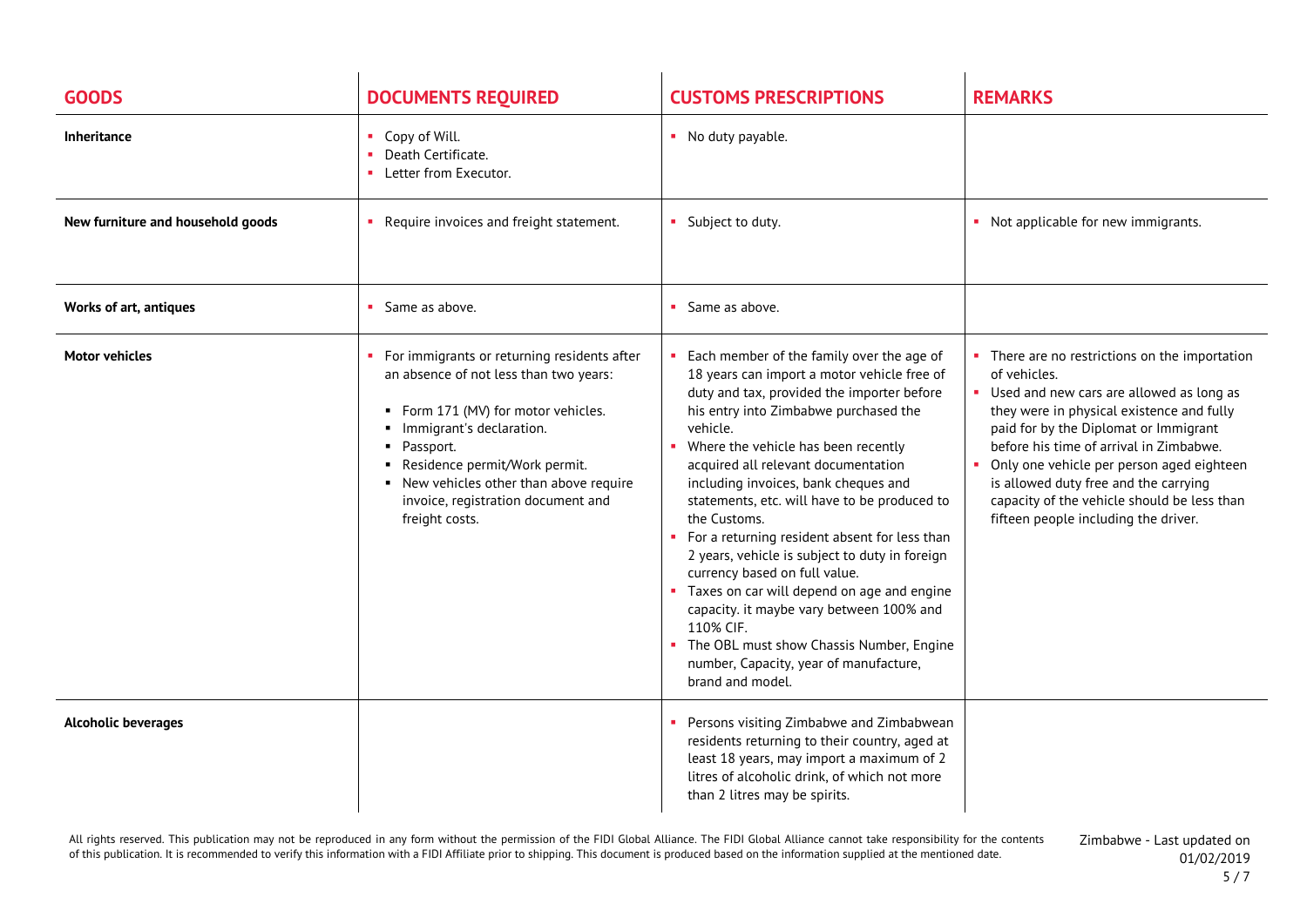| GOODS | DOCUMENTS REQUIRED | CUSTOMS PRESCRIPTIONS | REMARKS |
|---|---|---|---|
| **Inheritance** | ▪ Copy of Will.<br>▪ Death Certificate.<br>▪ Letter from Executor. | ▪ No duty payable. | |
| **New furniture and household goods** | ▪ Require invoices and freight statement. | ▪ Subject to duty. | ▪ Not applicable for new immigrants. |
| **Works of art, antiques** | ▪ Same as above. | ▪ Same as above. | |
| **Motor vehicles** | ▪ For immigrants or returning residents after an absence of not less than two years:<br>▪ Form 171 (MV) for motor vehicles.<br>▪ Immigrant's declaration.<br>▪ Passport.<br>▪ Residence permit/Work permit.<br>▪ New vehicles other than above require invoice, registration document and freight costs. | ▪ Each member of the family over the age of 18 years can import a motor vehicle free of duty and tax, provided the importer before his entry into Zimbabwe purchased the vehicle.<br>▪ Where the vehicle has been recently acquired all relevant documentation including invoices, bank cheques and statements, etc. will have to be produced to the Customs.<br>▪ For a returning resident absent for less than 2 years, vehicle is subject to duty in foreign currency based on full value.<br>▪ Taxes on car will depend on age and engine capacity. it maybe vary between 100% and 110% CIF.<br>▪ The OBL must show Chassis Number, Engine number, Capacity, year of manufacture, brand and model. | ▪ There are no restrictions on the importation of vehicles.<br>▪ Used and new cars are allowed as long as they were in physical existence and fully paid for by the Diplomat or Immigrant before his time of arrival in Zimbabwe.<br>▪ Only one vehicle per person aged eighteen is allowed duty free and the carrying capacity of the vehicle should be less than fifteen people including the driver. |
| **Alcoholic beverages** | | ▪ Persons visiting Zimbabwe and Zimbabwean residents returning to their country, aged at least 18 years, may import a maximum of 2 litres of alcoholic drink, of which not more than 2 litres may be spirits. | |

All rights reserved. This publication may not be reproduced in any form without the permission of the FIDI Global Alliance. The FIDI Global Alliance cannot take responsibility for the contents of this publication. It is recommended to verify this information with a FIDI Affiliate prior to shipping. This document is produced based on the information supplied at the mentioned date.

Zimbabwe - Last updated on 01/02/2019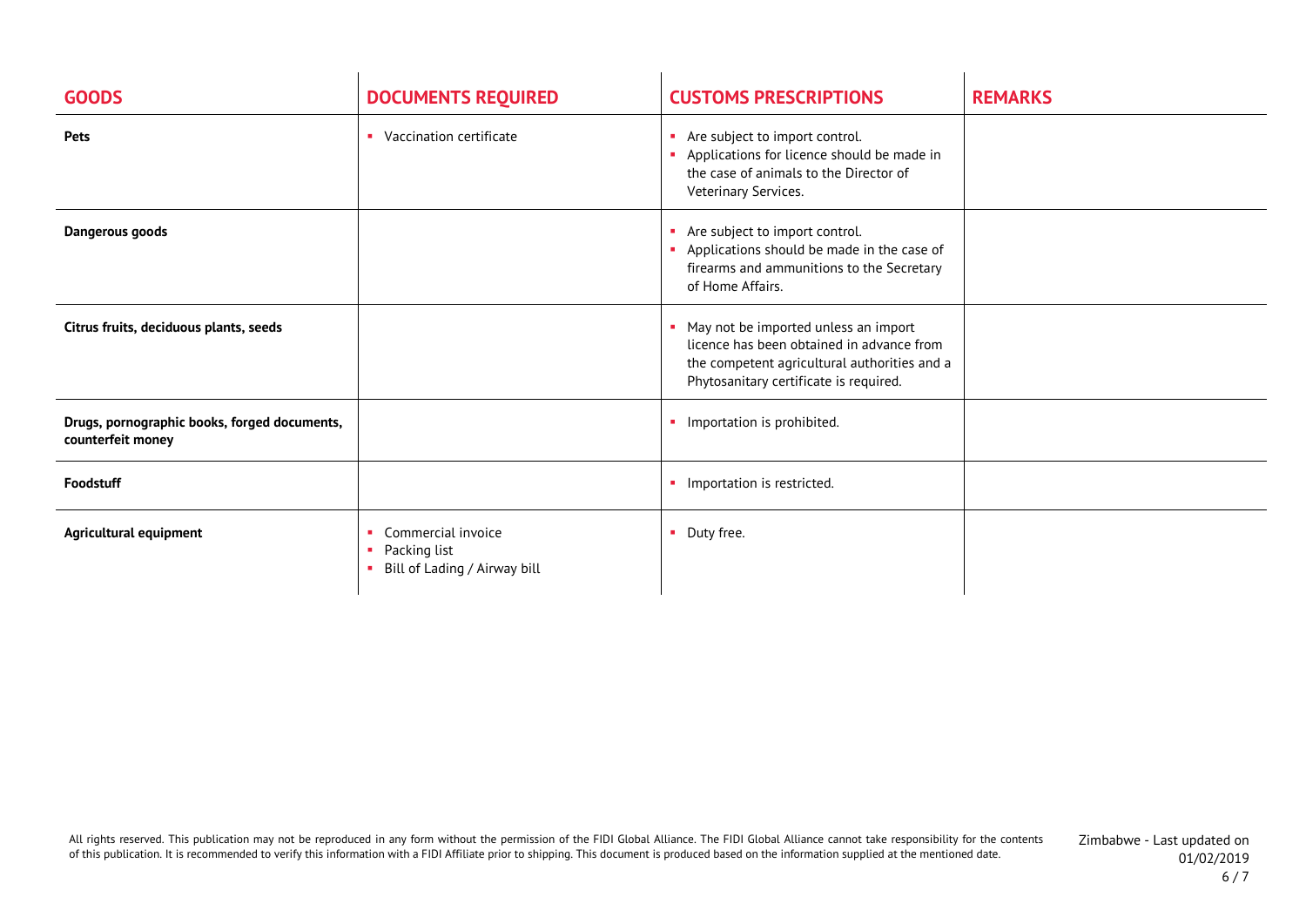| GOODS | DOCUMENTS REQUIRED | CUSTOMS PRESCRIPTIONS | REMARKS |
|---|---|---|---|
| **Pets** | ▪ Vaccination certificate | ▪ Are subject to import control.<br>▪ Applications for licence should be made in the case of animals to the Director of Veterinary Services. | |
| **Dangerous goods** | | ▪ Are subject to import control.<br>▪ Applications should be made in the case of firearms and ammunitions to the Secretary of Home Affairs. | |
| **Citrus fruits, deciduous plants, seeds** | | ▪ May not be imported unless an import licence has been obtained in advance from the competent agricultural authorities and a Phytosanitary certificate is required. | |
| **Drugs, pornographic books, forged documents, counterfeit money** | | ▪ Importation is prohibited. | |
| **Foodstuff** | | ▪ Importation is restricted. | |
| **Agricultural equipment** | ▪ Commercial invoice<br>▪ Packing list<br>▪ Bill of Lading / Airway bill | ▪ Duty free. | |

All rights reserved. This publication may not be reproduced in any form without the permission of the FIDI Global Alliance. The FIDI Global Alliance cannot take responsibility for the contents of this publication. It is recommended to verify this information with a FIDI Affiliate prior to shipping. This document is produced based on the information supplied at the mentioned date.

Zimbabwe - Last updated on 01/02/2019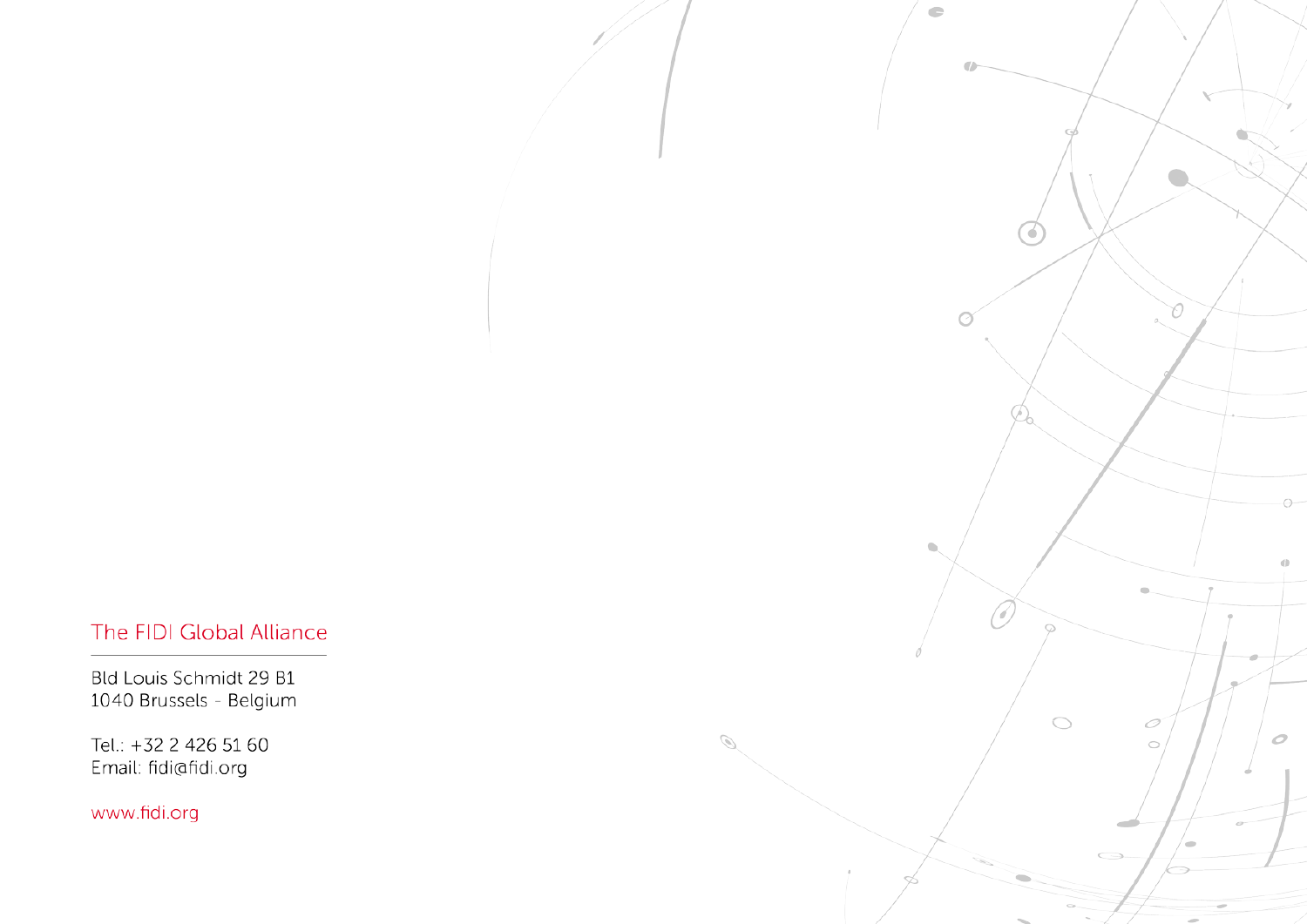The FIDI Global Alliance

Bld Louis Schmidt 29 B1
1040 Brussels - Belgium

Tel.: +32 2 426 51 60
Email: fidi@fidi.org

www.fidi.org